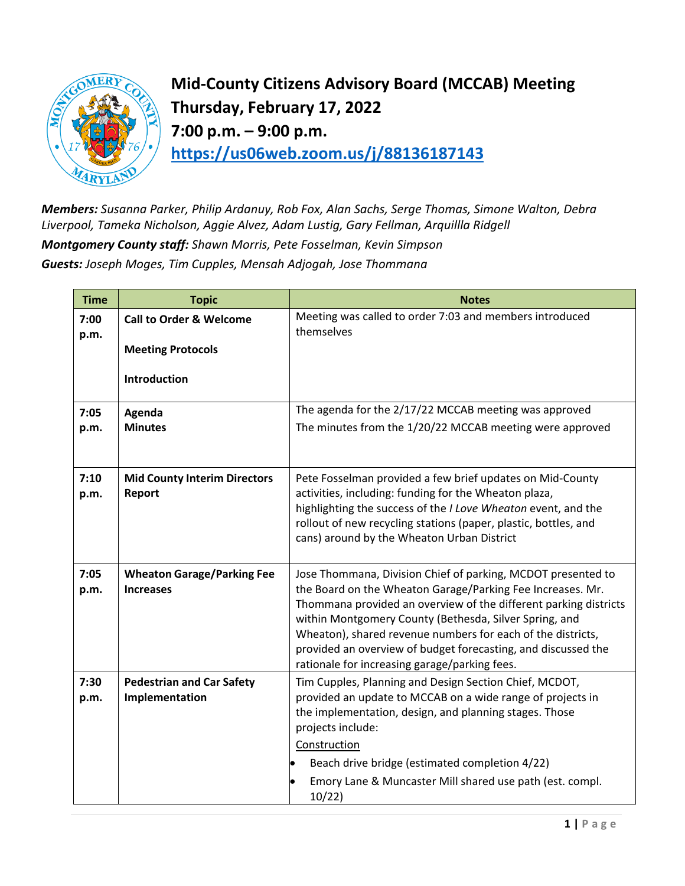# Mid-County Citizens Advisory Board (MCCAB) Meeting
## Thursday, February 17, 2022
## 7:00 p.m. – 9:00 p.m.
## [https://us06web.zoom.us/j/88136187143](https://us06web.zoom.us/j/88136187143)

***Members:*** *Susanna Parker, Philip Ardanuy, Rob Fox, Alan Sachs, Serge Thomas, Simone Walton, Debra Liverpool, Tameka Nicholson, Aggie Alvez, Adam Lustig, Gary Fellman, Arquillla Ridgell*

***Montgomery County staff:*** *Shawn Morris, Pete Fosselman, Kevin Simpson*

***Guests:*** *Joseph Moges, Tim Cupples, Mensah Adjogah, Jose Thommana*

| Time | Topic | Notes |
|---|---|---|
| 7:00 p.m. | **Call to Order & Welcome**<br><br>**Meeting Protocols**<br><br>**Introduction** | Meeting was called to order 7:03 and members introduced themselves |
| 7:05 p.m. | **Agenda**<br>**Minutes** | The agenda for the 2/17/22 MCCAB meeting was approved<br>The minutes from the 1/20/22 MCCAB meeting were approved |
| 7:10 p.m. | **Mid County Interim Directors Report** | Pete Fosselman provided a few brief updates on Mid-County activities, including: funding for the Wheaton plaza, highlighting the success of the *I Love Wheaton* event, and the rollout of new recycling stations (paper, plastic, bottles, and cans) around by the Wheaton Urban District |
| 7:05 p.m. | **Wheaton Garage/Parking Fee Increases** | Jose Thommana, Division Chief of parking, MCDOT presented to the Board on the Wheaton Garage/Parking Fee Increases. Mr. Thommana provided an overview of the different parking districts within Montgomery County (Bethesda, Silver Spring, and Wheaton), shared revenue numbers for each of the districts, provided an overview of budget forecasting, and discussed the rationale for increasing garage/parking fees. |
| 7:30 p.m. | **Pedestrian and Car Safety Implementation** | Tim Cupples, Planning and Design Section Chief, MCDOT, provided an update to MCCAB on a wide range of projects in the implementation, design, and planning stages. Those projects include:<br><u>Construction</u><br>• Beach drive bridge (estimated completion 4/22)<br>• Emory Lane & Muncaster Mill shared use path (est. compl. 10/22) |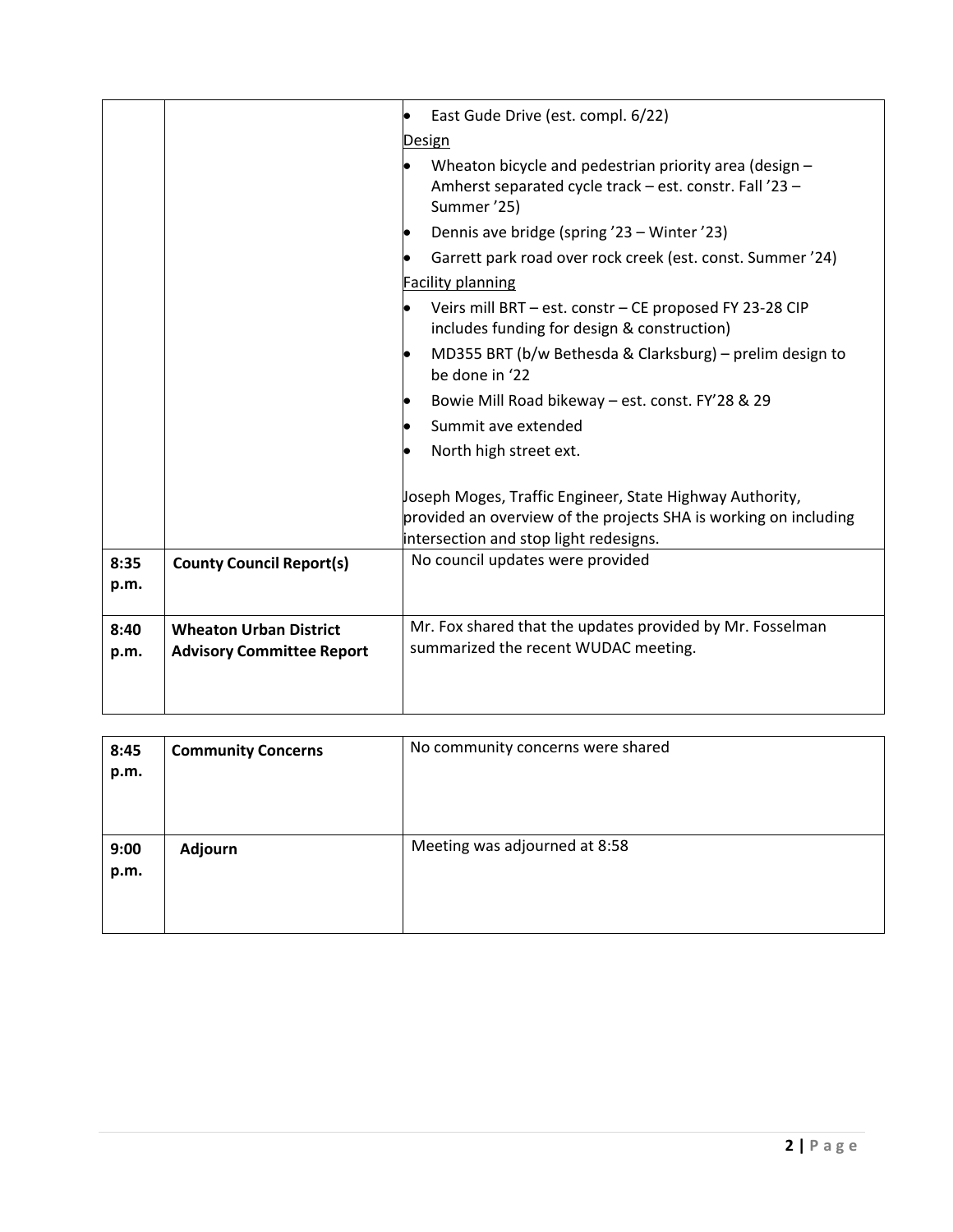| | | |
|---|---|---|
| | | • East Gude Drive (est. compl. 6/22)<br><u>Design</u><br>• Wheaton bicycle and pedestrian priority area (design – Amherst separated cycle track – est. constr. Fall '23 – Summer '25)<br>• Dennis ave bridge (spring '23 – Winter '23)<br>• Garrett park road over rock creek (est. const. Summer '24)<br><u>Facility planning</u><br>• Veirs mill BRT – est. constr – CE proposed FY 23-28 CIP includes funding for design & construction)<br>• MD355 BRT (b/w Bethesda & Clarksburg) – prelim design to be done in '22<br>• Bowie Mill Road bikeway – est. const. FY'28 & 29<br>• Summit ave extended<br>• North high street ext.<br><br>Joseph Moges, Traffic Engineer, State Highway Authority, provided an overview of the projects SHA is working on including intersection and stop light redesigns. |
| **8:35 p.m.** | **County Council Report(s)** | No council updates were provided |
| **8:40 p.m.** | **Wheaton Urban District Advisory Committee Report** | Mr. Fox shared that the updates provided by Mr. Fosselman summarized the recent WUDAC meeting. |
| **8:45 p.m.** | **Community Concerns** | No community concerns were shared |
| **9:00 p.m.** | **Adjourn** | Meeting was adjourned at 8:58 |